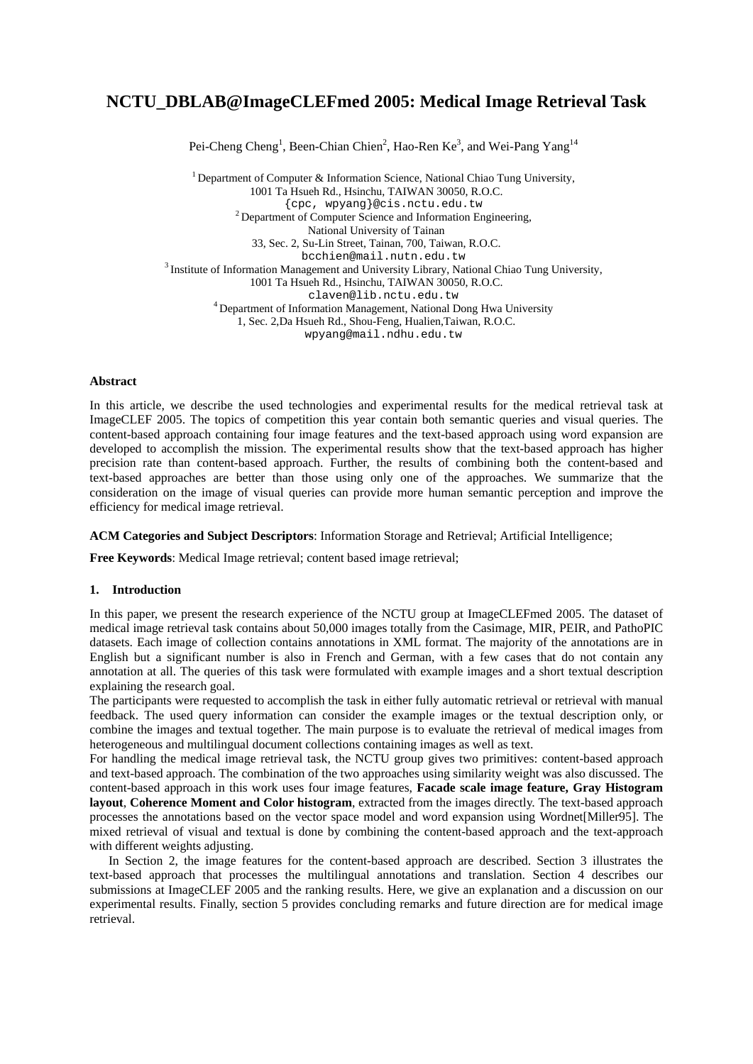# NCTU_DBLAB@ImageCLEFmed 2005: Medical Image Retrieval Task

Pei-Cheng Cheng[1], Been-Chian Chien[2], Hao-Ren Ke[3], and Wei-Pang Yang[14]

[1] Department of Computer & Information Science, National Chiao Tung University,
1001 Ta Hsueh Rd., Hsinchu, TAIWAN 30050, R.O.C.
{cpc, wpyang}@cis.nctu.edu.tw
[2] Department of Computer Science and Information Engineering,
National University of Tainan
33, Sec. 2, Su-Lin Street, Tainan, 700, Taiwan, R.O.C.
bcchien@mail.nutn.edu.tw
[3] Institute of Information Management and University Library, National Chiao Tung University,
1001 Ta Hsueh Rd., Hsinchu, TAIWAN 30050, R.O.C.
claven@lib.nctu.edu.tw
[4] Department of Information Management, National Dong Hwa University
1, Sec. 2,Da Hsueh Rd., Shou-Feng, Hualien,Taiwan, R.O.C.
wpyang@mail.ndhu.edu.tw

**Abstract**

In this article, we describe the used technologies and experimental results for the medical retrieval task at ImageCLEF 2005. The topics of competition this year contain both semantic queries and visual queries. The content-based approach containing four image features and the text-based approach using word expansion are developed to accomplish the mission. The experimental results show that the text-based approach has higher precision rate than content-based approach. Further, the results of combining both the content-based and text-based approaches are better than those using only one of the approaches. We summarize that the consideration on the image of visual queries can provide more human semantic perception and improve the efficiency for medical image retrieval.

**ACM Categories and Subject Descriptors**: Information Storage and Retrieval; Artificial Intelligence;

**Free Keywords**: Medical Image retrieval; content based image retrieval;

## 1. Introduction

In this paper, we present the research experience of the NCTU group at ImageCLEFmed 2005. The dataset of medical image retrieval task contains about 50,000 images totally from the Casimage, MIR, PEIR, and PathoPIC datasets. Each image of collection contains annotations in XML format. The majority of the annotations are in English but a significant number is also in French and German, with a few cases that do not contain any annotation at all. The queries of this task were formulated with example images and a short textual description explaining the research goal.

The participants were requested to accomplish the task in either fully automatic retrieval or retrieval with manual feedback. The used query information can consider the example images or the textual description only, or combine the images and textual together. The main purpose is to evaluate the retrieval of medical images from heterogeneous and multilingual document collections containing images as well as text.

For handling the medical image retrieval task, the NCTU group gives two primitives: content-based approach and text-based approach. The combination of the two approaches using similarity weight was also discussed. The content-based approach in this work uses four image features, **Facade scale image feature, Gray Histogram layout**, **Coherence Moment and Color histogram**, extracted from the images directly. The text-based approach processes the annotations based on the vector space model and word expansion using Wordnet[Miller95]. The mixed retrieval of visual and textual is done by combining the content-based approach and the text-approach with different weights adjusting.

In Section 2, the image features for the content-based approach are described. Section 3 illustrates the text-based approach that processes the multilingual annotations and translation. Section 4 describes our submissions at ImageCLEF 2005 and the ranking results. Here, we give an explanation and a discussion on our experimental results. Finally, section 5 provides concluding remarks and future direction are for medical image retrieval.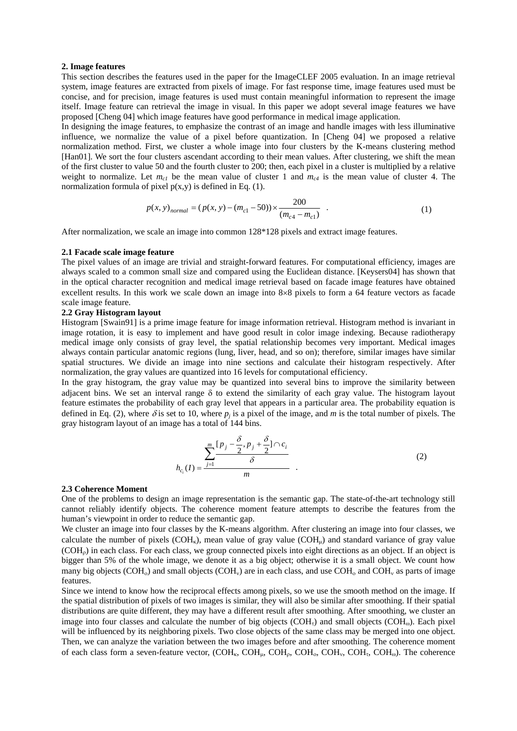## 2. Image features

This section describes the features used in the paper for the ImageCLEF 2005 evaluation. In an image retrieval system, image features are extracted from pixels of image. For fast response time, image features used must be concise, and for precision, image features is used must contain meaningful information to represent the image itself. Image feature can retrieval the image in visual. In this paper we adopt several image features we have proposed [Cheng 04] which image features have good performance in medical image application.

In designing the image features, to emphasize the contrast of an image and handle images with less illuminative influence, we normalize the value of a pixel before quantization. In [Cheng 04] we proposed a relative normalization method. First, we cluster a whole image into four clusters by the K-means clustering method [Han01]. We sort the four clusters ascendant according to their mean values. After clustering, we shift the mean of the first cluster to value 50 and the fourth cluster to 200; then, each pixel in a cluster is multiplied by a relative weight to normalize. Let $m_{c1}$ be the mean value of cluster 1 and $m_{c4}$ is the mean value of cluster 4. The normalization formula of pixel p(x,y) is defined in Eq. (1).

$$p(x,y)_{normal} = (p(x,y) - (m_{c1} - 50)) \times \frac{200}{(m_{c4} - m_{c1})} \quad . \tag{1}$$

After normalization, we scale an image into common 128*128 pixels and extract image features.

### 2.1 Facade scale image feature

The pixel values of an image are trivial and straight-forward features. For computational efficiency, images are always scaled to a common small size and compared using the Euclidean distance. [Keysers04] has shown that in the optical character recognition and medical image retrieval based on facade image features have obtained excellent results. In this work we scale down an image into 8×8 pixels to form a 64 feature vectors as facade scale image feature.

### 2.2 Gray Histogram layout

Histogram [Swain91] is a prime image feature for image information retrieval. Histogram method is invariant in image rotation, it is easy to implement and have good result in color image indexing. Because radiotherapy medical image only consists of gray level, the spatial relationship becomes very important. Medical images always contain particular anatomic regions (lung, liver, head, and so on); therefore, similar images have similar spatial structures. We divide an image into nine sections and calculate their histogram respectively. After normalization, the gray values are quantized into 16 levels for computational efficiency.

In the gray histogram, the gray value may be quantized into several bins to improve the similarity between adjacent bins. We set an interval range $\delta$ to extend the similarity of each gray value. The histogram layout feature estimates the probability of each gray level that appears in a particular area. The probability equation is defined in Eq. (2), where $\delta$ is set to 10, where $p_j$ is a pixel of the image, and $m$ is the total number of pixels. The gray histogram layout of an image has a total of 144 bins.

$$h_{c_i}(I) = \frac{\sum_{j=1}^{m} \frac{[p_j - \frac{\delta}{2}, p_j + \frac{\delta}{2}] \cap c_i}{\delta}}{m} \quad . \tag{2}$$

### 2.3 Coherence Moment

One of the problems to design an image representation is the semantic gap. The state-of-the-art technology still cannot reliably identify objects. The coherence moment feature attempts to describe the features from the human's viewpoint in order to reduce the semantic gap.

We cluster an image into four classes by the K-means algorithm. After clustering an image into four classes, we calculate the number of pixels ($COH_\kappa$), mean value of gray value ($COH_\mu$) and standard variance of gray value ($COH_\rho$) in each class. For each class, we group connected pixels into eight directions as an object. If an object is bigger than 5% of the whole image, we denote it as a big object; otherwise it is a small object. We count how many big objects ($COH_o$) and small objects ($COH_v$) are in each class, and use $COH_o$ and $COH_v$ as parts of image features.

Since we intend to know how the reciprocal effects among pixels, so we use the smooth method on the image. If the spatial distribution of pixels of two images is similar, they will also be similar after smoothing. If their spatial distributions are quite different, they may have a different result after smoothing. After smoothing, we cluster an image into four classes and calculate the number of big objects ($COH_\tau$) and small objects ($COH_\omega$). Each pixel will be influenced by its neighboring pixels. Two close objects of the same class may be merged into one object. Then, we can analyze the variation between the two images before and after smoothing. The coherence moment of each class form a seven-feature vector, ($COH_\kappa$, $COH_\mu$, $COH_\rho$, $COH_o$, $COH_v$, $COH_\tau$, $COH_\omega$). The coherence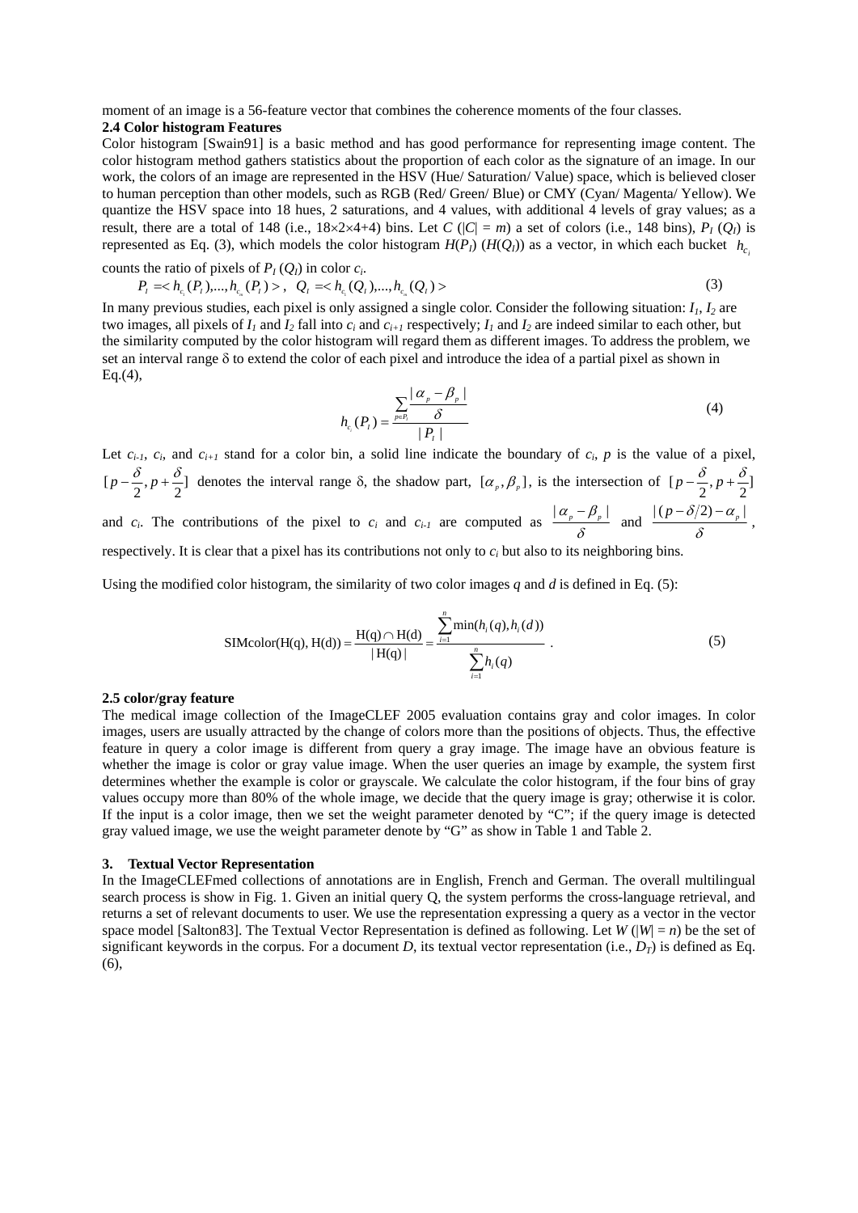moment of an image is a 56-feature vector that combines the coherence moments of the four classes.

**2.4 Color histogram Features**

Color histogram [Swain91] is a basic method and has good performance for representing image content. The color histogram method gathers statistics about the proportion of each color as the signature of an image. In our work, the colors of an image are represented in the HSV (Hue/ Saturation/ Value) space, which is believed closer to human perception than other models, such as RGB (Red/ Green/ Blue) or CMY (Cyan/ Magenta/ Yellow). We quantize the HSV space into 18 hues, 2 saturations, and 4 values, with additional 4 levels of gray values; as a result, there are a total of 148 (i.e., 18×2×4+4) bins. Let $C$ ($|C| = m$) a set of colors (i.e., 148 bins), $P_I$ ($Q_I$) is represented as Eq. (3), which models the color histogram $H(P_I)$ ($H(Q_I)$) as a vector, in which each bucket $h_{c_i}$ counts the ratio of pixels of $P_I$ ($Q_I$) in color $c_i$.

$$P_I = < h_{c_1}(P_I),...,h_{c_m}(P_I) >,\quad Q_I = < h_{c_1}(Q_I),...,h_{c_m}(Q_I) > \tag{3}$$

In many previous studies, each pixel is only assigned a single color. Consider the following situation: $I_1$, $I_2$ are two images, all pixels of $I_1$ and $I_2$ fall into $c_i$ and $c_{i+1}$ respectively; $I_1$ and $I_2$ are indeed similar to each other, but the similarity computed by the color histogram will regard them as different images. To address the problem, we set an interval range $\delta$ to extend the color of each pixel and introduce the idea of a partial pixel as shown in Eq.(4),

$$h_{c_i}(P_I) = \frac{\sum_{p \in P_I} \frac{|\alpha_p - \beta_p|}{\delta}}{|P_I|} \tag{4}$$

Let $c_{i-1}$, $c_i$, and $c_{i+1}$ stand for a color bin, a solid line indicate the boundary of $c_i$, $p$ is the value of a pixel, $[p-\frac{\delta}{2}, p+\frac{\delta}{2}]$ denotes the interval range $\delta$, the shadow part, $[\alpha_p, \beta_p]$, is the intersection of $[p-\frac{\delta}{2}, p+\frac{\delta}{2}]$ and $c_i$. The contributions of the pixel to $c_i$ and $c_{i-1}$ are computed as $\frac{|\alpha_p - \beta_p|}{\delta}$ and $\frac{|(p-\delta/2)-\alpha_p|}{\delta}$, respectively. It is clear that a pixel has its contributions not only to $c_i$ but also to its neighboring bins.

Using the modified color histogram, the similarity of two color images $q$ and $d$ is defined in Eq. (5):

$$\text{SIMcolor(H(q), H(d))} = \frac{\text{H(q)} \cap \text{H(d)}}{|\text{H(q)}|} = \frac{\sum_{i=1}^{n} \min(h_i(q), h_i(d))}{\sum_{i=1}^{n} h_i(q)} \ . \tag{5}$$

**2.5 color/gray feature**

The medical image collection of the ImageCLEF 2005 evaluation contains gray and color images. In color images, users are usually attracted by the change of colors more than the positions of objects. Thus, the effective feature in query a color image is different from query a gray image. The image have an obvious feature is whether the image is color or gray value image. When the user queries an image by example, the system first determines whether the example is color or grayscale. We calculate the color histogram, if the four bins of gray values occupy more than 80% of the whole image, we decide that the query image is gray; otherwise it is color. If the input is a color image, then we set the weight parameter denoted by "C"; if the query image is detected gray valued image, we use the weight parameter denote by "G" as show in Table 1 and Table 2.

## 3. Textual Vector Representation

In the ImageCLEFmed collections of annotations are in English, French and German. The overall multilingual search process is show in Fig. 1. Given an initial query Q, the system performs the cross-language retrieval, and returns a set of relevant documents to user. We use the representation expressing a query as a vector in the vector space model [Salton83]. The Textual Vector Representation is defined as following. Let $W$ ($|W| = n$) be the set of significant keywords in the corpus. For a document $D$, its textual vector representation (i.e., $D_T$) is defined as Eq. (6),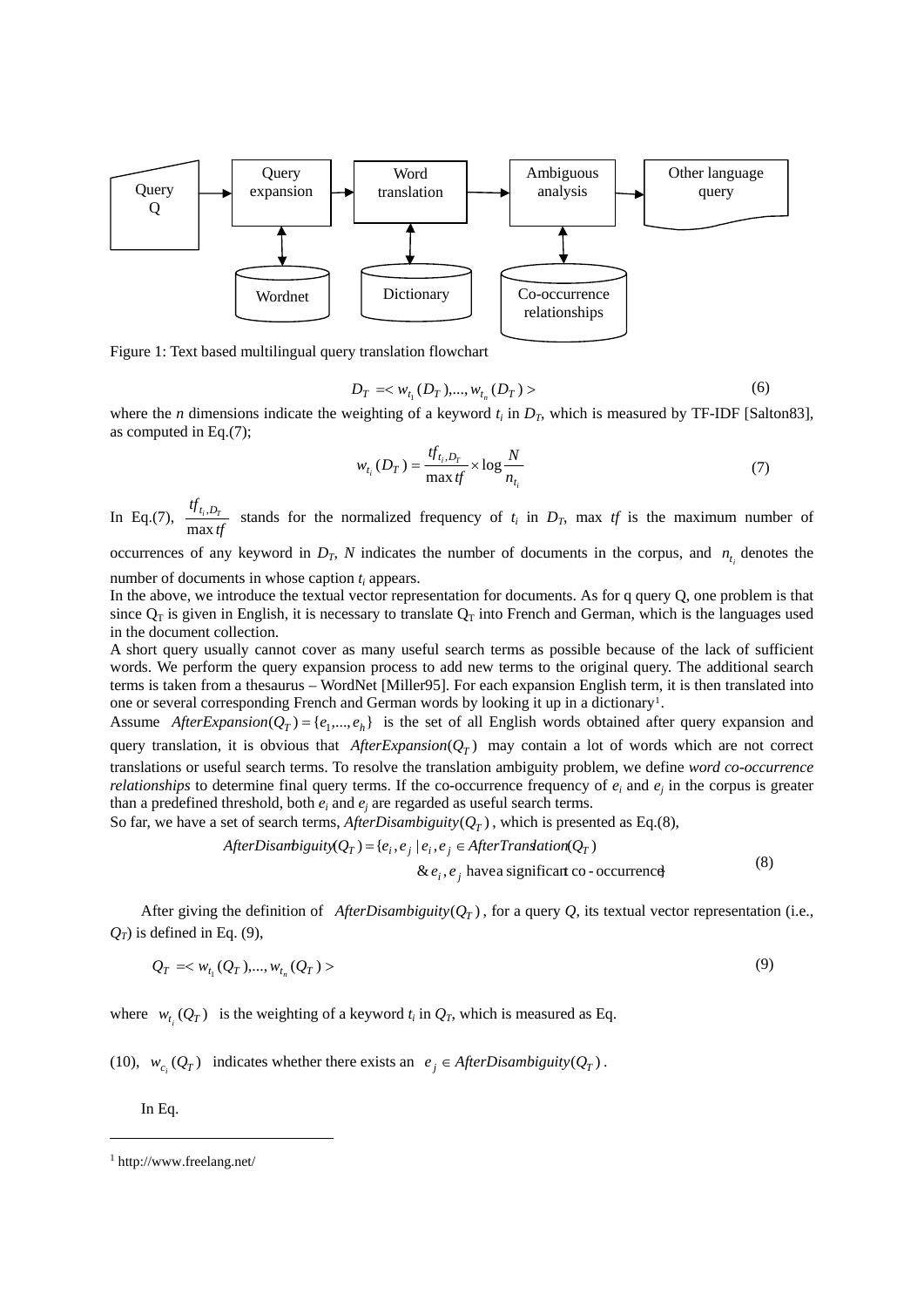Figure 1: Text based multilingual query translation flowchart

$$D_T = < w_{t_1}(D_T),..., w_{t_n}(D_T) > \tag{6}$$

where the $n$ dimensions indicate the weighting of a keyword $t_i$ in $D_T$, which is measured by TF-IDF [Salton83], as computed in Eq.(7);

$$w_{t_i}(D_T) = \frac{tf_{t_i,D_T}}{\max tf} \times \log \frac{N}{n_{t_i}} \tag{7}$$

In Eq.(7), $\frac{tf_{t_i,D_T}}{\max tf}$ stands for the normalized frequency of $t_i$ in $D_T$, max $tf$ is the maximum number of occurrences of any keyword in $D_T$, $N$ indicates the number of documents in the corpus, and $n_{t_i}$ denotes the number of documents in whose caption $t_i$ appears.

In the above, we introduce the textual vector representation for documents. As for q query Q, one problem is that since $Q_T$ is given in English, it is necessary to translate $Q_T$ into French and German, which is the languages used in the document collection.

A short query usually cannot cover as many useful search terms as possible because of the lack of sufficient words. We perform the query expansion process to add new terms to the original query. The additional search terms is taken from a thesaurus – WordNet [Miller95]. For each expansion English term, it is then translated into one or several corresponding French and German words by looking it up in a dictionary[1].

Assume $AfterExpansion(Q_T) = \{e_1,..., e_h\}$ is the set of all English words obtained after query expansion and query translation, it is obvious that $AfterExpansion(Q_T)$ may contain a lot of words which are not correct translations or useful search terms. To resolve the translation ambiguity problem, we define *word co-occurrence relationships* to determine final query terms. If the co-occurrence frequency of $e_i$ and $e_j$ in the corpus is greater than a predefined threshold, both $e_i$ and $e_j$ are regarded as useful search terms.

So far, we have a set of search terms, $AfterDisambiguity(Q_T)$, which is presented as Eq.(8),

$$\begin{aligned} AfterDisambiguity(Q_T) = \{ & e_i, e_j \mid e_i, e_j \in AfterTranslation(Q_T) \\ & \& \, e_i, e_j \text{ have a significant co-occurrence}\} \end{aligned} \tag{8}$$

After giving the definition of $AfterDisambiguity(Q_T)$, for a query $Q$, its textual vector representation (i.e., $Q_T$) is defined in Eq. (9),

$$Q_T = < w_{t_1}(Q_T),..., w_{t_n}(Q_T) > \tag{9}$$

where $w_{t_i}(Q_T)$ is the weighting of a keyword $t_i$ in $Q_T$, which is measured as Eq.

(10), $w_{c_i}(Q_T)$ indicates whether there exists an $e_j \in AfterDisambiguity(Q_T)$.

In Eq.

[1] http://www.freelang.net/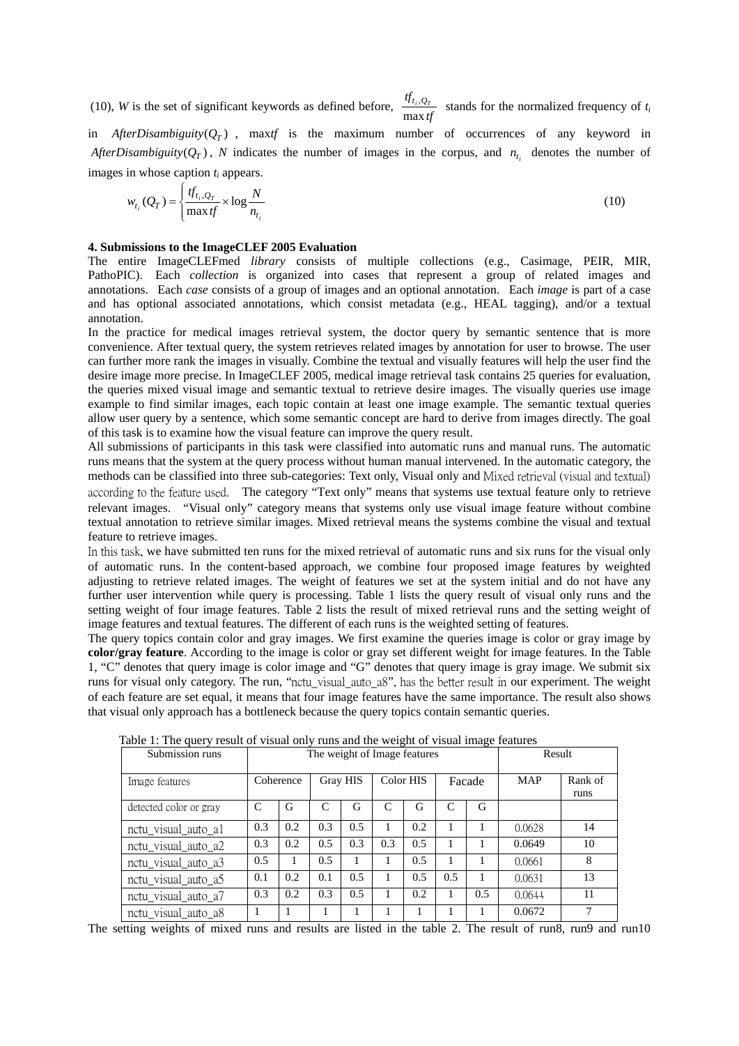(10), $W$ is the set of significant keywords as defined before, $\frac{tf_{t_i,Q_T}}{\max tf}$ stands for the normalized frequency of $t_i$ in $AfterDisambiguity(Q_T)$, max$tf$ is the maximum number of occurrences of any keyword in $AfterDisambiguity(Q_T)$, $N$ indicates the number of images in the corpus, and $n_{t_i}$ denotes the number of images in whose caption $t_i$ appears.

$$w_{t_i}(Q_T) = \left\{ \frac{tf_{t_i,Q_T}}{\max tf} \times \log \frac{N}{n_{t_i}} \right. \tag{10}$$

**4. Submissions to the ImageCLEF 2005 Evaluation**

The entire ImageCLEFmed *library* consists of multiple collections (e.g., Casimage, PEIR, MIR, PathoPIC). Each *collection* is organized into cases that represent a group of related images and annotations. Each *case* consists of a group of images and an optional annotation. Each *image* is part of a case and has optional associated annotations, which consist metadata (e.g., HEAL tagging), and/or a textual annotation.

In the practice for medical images retrieval system, the doctor query by semantic sentence that is more convenience. After textual query, the system retrieves related images by annotation for user to browse. The user can further more rank the images in visually. Combine the textual and visually features will help the user find the desire image more precise. In ImageCLEF 2005, medical image retrieval task contains 25 queries for evaluation, the queries mixed visual image and semantic textual to retrieve desire images. The visually queries use image example to find similar images, each topic contain at least one image example. The semantic textual queries allow user query by a sentence, which some semantic concept are hard to derive from images directly. The goal of this task is to examine how the visual feature can improve the query result.

All submissions of participants in this task were classified into automatic runs and manual runs. The automatic runs means that the system at the query process without human manual intervened. In the automatic category, the methods can be classified into three sub-categories: Text only, Visual only and Mixed retrieval (visual and textual) according to the feature used. The category "Text only" means that systems use textual feature only to retrieve relevant images. "Visual only" category means that systems only use visual image feature without combine textual annotation to retrieve similar images. Mixed retrieval means the systems combine the visual and textual feature to retrieve images.

In this task, we have submitted ten runs for the mixed retrieval of automatic runs and six runs for the visual only of automatic runs. In the content-based approach, we combine four proposed image features by weighted adjusting to retrieve related images. The weight of features we set at the system initial and do not have any further user intervention while query is processing. Table 1 lists the query result of visual only runs and the setting weight of four image features. Table 2 lists the result of mixed retrieval runs and the setting weight of image features and textual features. The different of each runs is the weighted setting of features.

The query topics contain color and gray images. We first examine the queries image is color or gray image by **color/gray feature**. According to the image is color or gray set different weight for image features. In the Table 1, "C" denotes that query image is color image and "G" denotes that query image is gray image. We submit six runs for visual only category. The run, "nctu_visual_auto_a8", has the better result in our experiment. The weight of each feature are set equal, it means that four image features have the same importance. The result also shows that visual only approach has a bottleneck because the query topics contain semantic queries.

Table 1: The query result of visual only runs and the weight of visual image features

| Submission runs | The weight of Image features | | | | | | | | Result | |
|---|---|---|---|---|---|---|---|---|---|---|
| Image features | Coherence | | Gray HIS | | Color HIS | | Facade | | MAP | Rank of runs |
| detected color or gray | C | G | C | G | C | G | C | G | | |
| nctu_visual_auto_a1 | 0.3 | 0.2 | 0.3 | 0.5 | 1 | 0.2 | 1 | 1 | 0.0628 | 14 |
| nctu_visual_auto_a2 | 0.3 | 0.2 | 0.5 | 0.3 | 0.3 | 0.5 | 1 | 1 | 0.0649 | 10 |
| nctu_visual_auto_a3 | 0.5 | 1 | 0.5 | 1 | 1 | 0.5 | 1 | 1 | 0.0661 | 8 |
| nctu_visual_auto_a5 | 0.1 | 0.2 | 0.1 | 0.5 | 1 | 0.5 | 0.5 | 1 | 0.0631 | 13 |
| nctu_visual_auto_a7 | 0.3 | 0.2 | 0.3 | 0.5 | 1 | 0.2 | 1 | 0.5 | 0.0644 | 11 |
| nctu_visual_auto_a8 | 1 | 1 | 1 | 1 | 1 | 1 | 1 | 1 | 0.0672 | 7 |

The setting weights of mixed runs and results are listed in the table 2. The result of run8, run9 and run10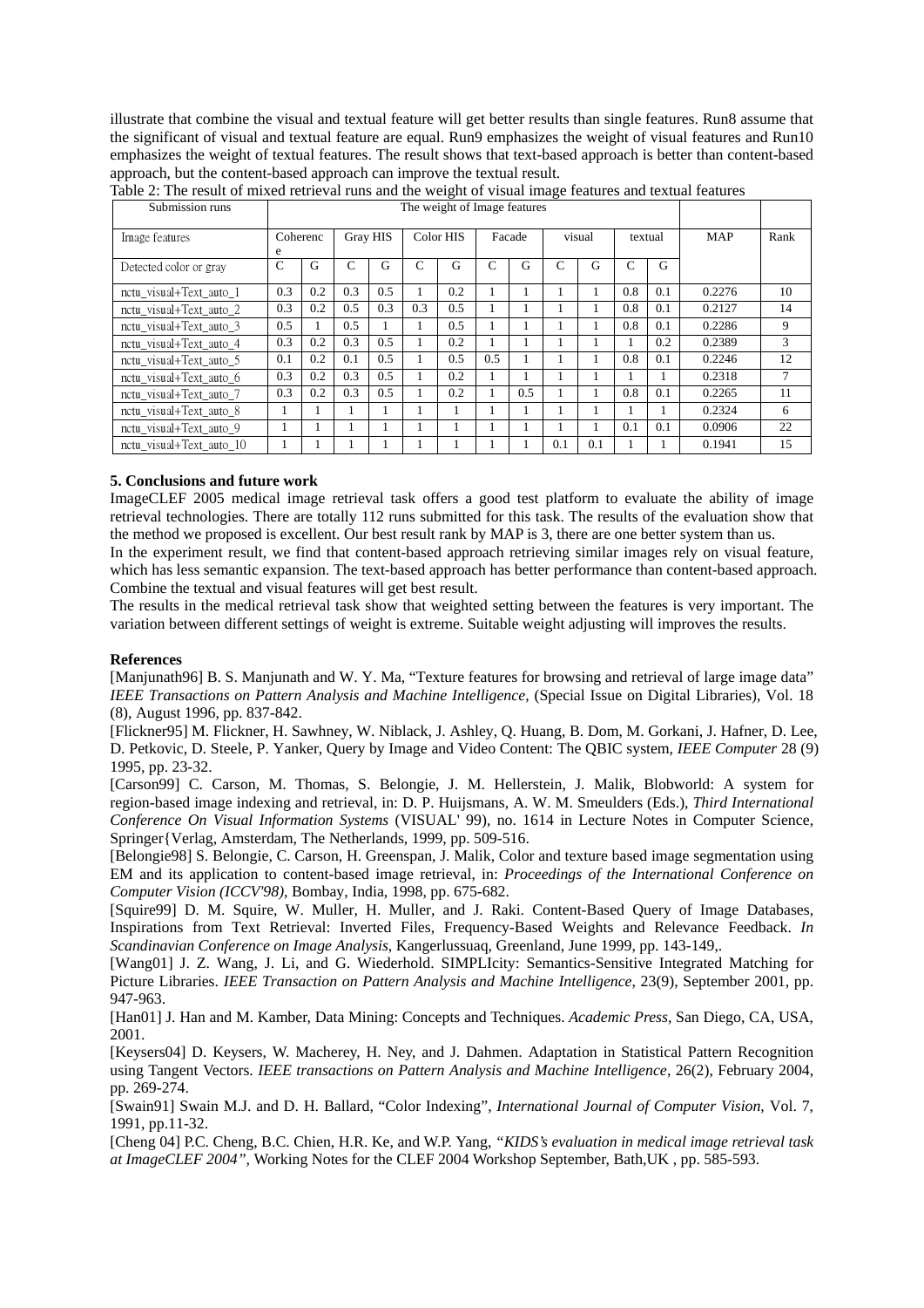illustrate that combine the visual and textual feature will get better results than single features. Run8 assume that the significant of visual and textual feature are equal. Run9 emphasizes the weight of visual features and Run10 emphasizes the weight of textual features. The result shows that text-based approach is better than content-based approach, but the content-based approach can improve the textual result.

Table 2: The result of mixed retrieval runs and the weight of visual image features and textual features

| Submission runs | The weight of Image features | | | | | | | | | | | | | |
|---|---|---|---|---|---|---|---|---|---|---|---|---|---|---|
| Image features | Coherence | | Gray HIS | | Color HIS | | Facade | | visual | | textual | | MAP | Rank |
| Detected color or gray | C | G | C | G | C | G | C | G | C | G | C | G | | |
| nctu_visual+Text_auto_1 | 0.3 | 0.2 | 0.3 | 0.5 | 1 | 0.2 | 1 | 1 | 1 | 1 | 0.8 | 0.1 | 0.2276 | 10 |
| nctu_visual+Text_auto_2 | 0.3 | 0.2 | 0.5 | 0.3 | 0.3 | 0.5 | 1 | 1 | 1 | 1 | 0.8 | 0.1 | 0.2127 | 14 |
| nctu_visual+Text_auto_3 | 0.5 | 1 | 0.5 | 1 | 1 | 0.5 | 1 | 1 | 1 | 1 | 0.8 | 0.1 | 0.2286 | 9 |
| nctu_visual+Text_auto_4 | 0.3 | 0.2 | 0.3 | 0.5 | 1 | 0.2 | 1 | 1 | 1 | 1 | 1 | 0.2 | 0.2389 | 3 |
| nctu_visual+Text_auto_5 | 0.1 | 0.2 | 0.1 | 0.5 | 1 | 0.5 | 0.5 | 1 | 1 | 1 | 0.8 | 0.1 | 0.2246 | 12 |
| nctu_visual+Text_auto_6 | 0.3 | 0.2 | 0.3 | 0.5 | 1 | 0.2 | 1 | 1 | 1 | 1 | 1 | 1 | 0.2318 | 7 |
| nctu_visual+Text_auto_7 | 0.3 | 0.2 | 0.3 | 0.5 | 1 | 0.2 | 1 | 0.5 | 1 | 1 | 0.8 | 0.1 | 0.2265 | 11 |
| nctu_visual+Text_auto_8 | 1 | 1 | 1 | 1 | 1 | 1 | 1 | 1 | 1 | 1 | 1 | 1 | 0.2324 | 6 |
| nctu_visual+Text_auto_9 | 1 | 1 | 1 | 1 | 1 | 1 | 1 | 1 | 1 | 1 | 0.1 | 0.1 | 0.0906 | 22 |
| nctu_visual+Text_auto_10 | 1 | 1 | 1 | 1 | 1 | 1 | 1 | 1 | 0.1 | 0.1 | 1 | 1 | 0.1941 | 15 |

**5. Conclusions and future work**

ImageCLEF 2005 medical image retrieval task offers a good test platform to evaluate the ability of image retrieval technologies. There are totally 112 runs submitted for this task. The results of the evaluation show that the method we proposed is excellent. Our best result rank by MAP is 3, there are one better system than us.

In the experiment result, we find that content-based approach retrieving similar images rely on visual feature, which has less semantic expansion. The text-based approach has better performance than content-based approach. Combine the textual and visual features will get best result.

The results in the medical retrieval task show that weighted setting between the features is very important. The variation between different settings of weight is extreme. Suitable weight adjusting will improves the results.

**References**

[Manjunath96] B. S. Manjunath and W. Y. Ma, "Texture features for browsing and retrieval of large image data" *IEEE Transactions on Pattern Analysis and Machine Intelligence*, (Special Issue on Digital Libraries), Vol. 18 (8), August 1996, pp. 837-842.

[Flickner95] M. Flickner, H. Sawhney, W. Niblack, J. Ashley, Q. Huang, B. Dom, M. Gorkani, J. Hafner, D. Lee, D. Petkovic, D. Steele, P. Yanker, Query by Image and Video Content: The QBIC system, *IEEE Computer* 28 (9) 1995, pp. 23-32.

[Carson99] C. Carson, M. Thomas, S. Belongie, J. M. Hellerstein, J. Malik, Blobworld: A system for region-based image indexing and retrieval, in: D. P. Huijsmans, A. W. M. Smeulders (Eds.), *Third International Conference On Visual Information Systems* (VISUAL' 99), no. 1614 in Lecture Notes in Computer Science, Springer{Verlag, Amsterdam, The Netherlands, 1999, pp. 509-516.

[Belongie98] S. Belongie, C. Carson, H. Greenspan, J. Malik, Color and texture based image segmentation using EM and its application to content-based image retrieval, in: *Proceedings of the International Conference on Computer Vision (ICCV'98)*, Bombay, India, 1998, pp. 675-682.

[Squire99] D. M. Squire, W. Muller, H. Muller, and J. Raki. Content-Based Query of Image Databases, Inspirations from Text Retrieval: Inverted Files, Frequency-Based Weights and Relevance Feedback. *In Scandinavian Conference on Image Analysis*, Kangerlussuaq, Greenland, June 1999, pp. 143-149,.

[Wang01] J. Z. Wang, J. Li, and G. Wiederhold. SIMPLIcity: Semantics-Sensitive Integrated Matching for Picture Libraries. *IEEE Transaction on Pattern Analysis and Machine Intelligence*, 23(9), September 2001, pp. 947-963.

[Han01] J. Han and M. Kamber, Data Mining: Concepts and Techniques. *Academic Press*, San Diego, CA, USA, 2001.

[Keysers04] D. Keysers, W. Macherey, H. Ney, and J. Dahmen. Adaptation in Statistical Pattern Recognition using Tangent Vectors. *IEEE transactions on Pattern Analysis and Machine Intelligence*, 26(2), February 2004, pp. 269-274.

[Swain91] Swain M.J. and D. H. Ballard, "Color Indexing", *International Journal of Computer Vision*, Vol. 7, 1991, pp.11-32.

[Cheng 04] P.C. Cheng, B.C. Chien, H.R. Ke, and W.P. Yang, *"KIDS's evaluation in medical image retrieval task at ImageCLEF 2004"*, Working Notes for the CLEF 2004 Workshop September, Bath,UK , pp. 585-593.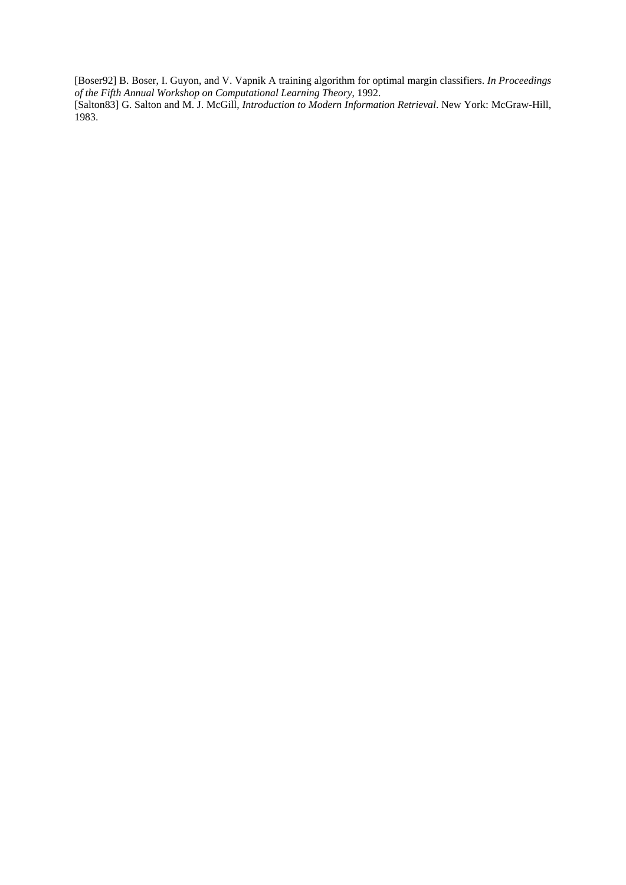[Boser92] B. Boser, I. Guyon, and V. Vapnik A training algorithm for optimal margin classifiers. *In Proceedings of the Fifth Annual Workshop on Computational Learning Theory*, 1992.

[Salton83] G. Salton and M. J. McGill, *Introduction to Modern Information Retrieval*. New York: McGraw-Hill, 1983.